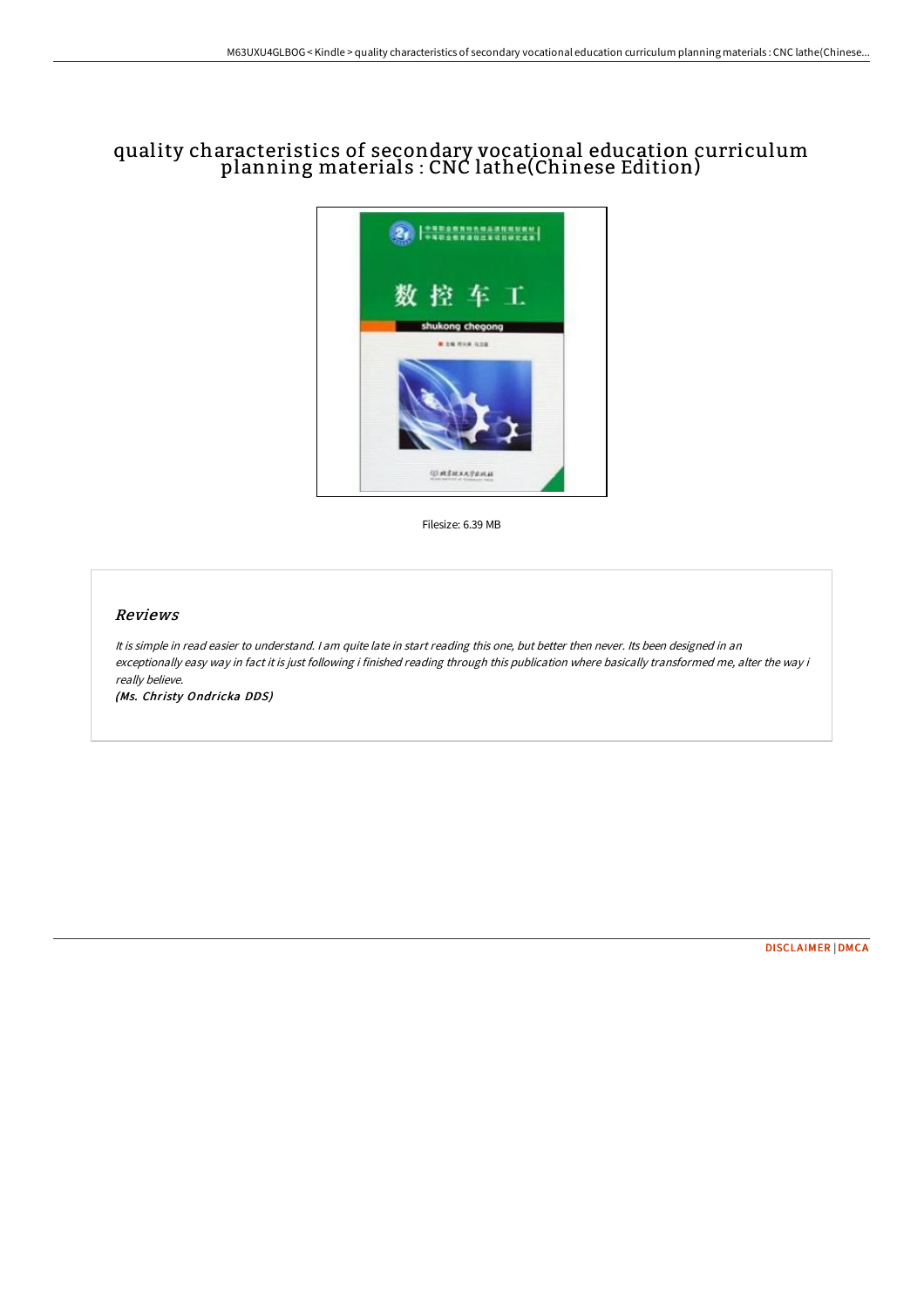# quality characteristics of secondary vocational education curriculum planning materials : CNC lathe(Chinese Edition)

Filesize: 6.39 MB

## *Reviews*

*It is simple in read easier to understand. I am quite late in start reading this one, but better then never. Its been designed in an exceptionally easy way in fact it is just following i finished reading through this publication where basically transformed me, alter the way i really believe.*

***(Ms. Christy Ondricka DDS)***

DISCLAIMER | DMCA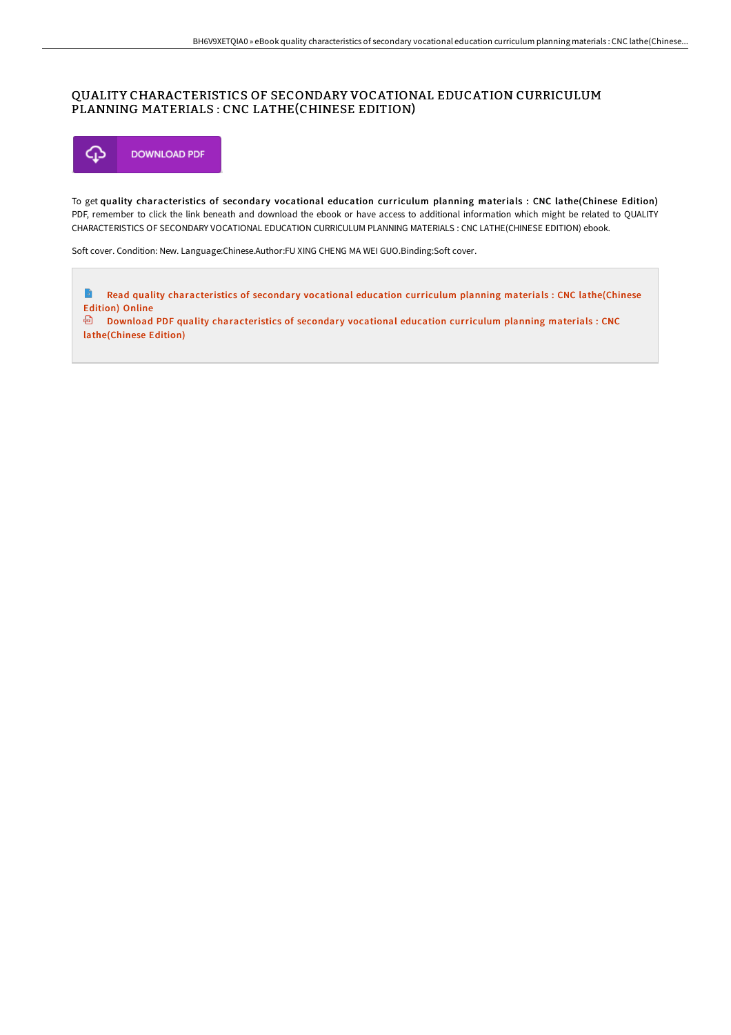# QUALITY CHARACTERISTICS OF SECONDARY VOCATIONAL EDUCATION CURRICULUM PLANNING MATERIALS : CNC LATHE(CHINESE EDITION)

DOWNLOAD PDF

To get **quality characteristics of secondary vocational education curriculum planning materials : CNC lathe(Chinese Edition)** PDF, remember to click the link beneath and download the ebook or have access to additional information which might be related to QUALITY CHARACTERISTICS OF SECONDARY VOCATIONAL EDUCATION CURRICULUM PLANNING MATERIALS : CNC LATHE(CHINESE EDITION) ebook.

Soft cover. Condition: New. Language:Chinese.Author:FU XING CHENG MA WEI GUO.Binding:Soft cover.

Read quality characteristics of secondary vocational education curriculum planning materials : CNC lathe(Chinese Edition) Online

Download PDF quality characteristics of secondary vocational education curriculum planning materials : CNC lathe(Chinese Edition)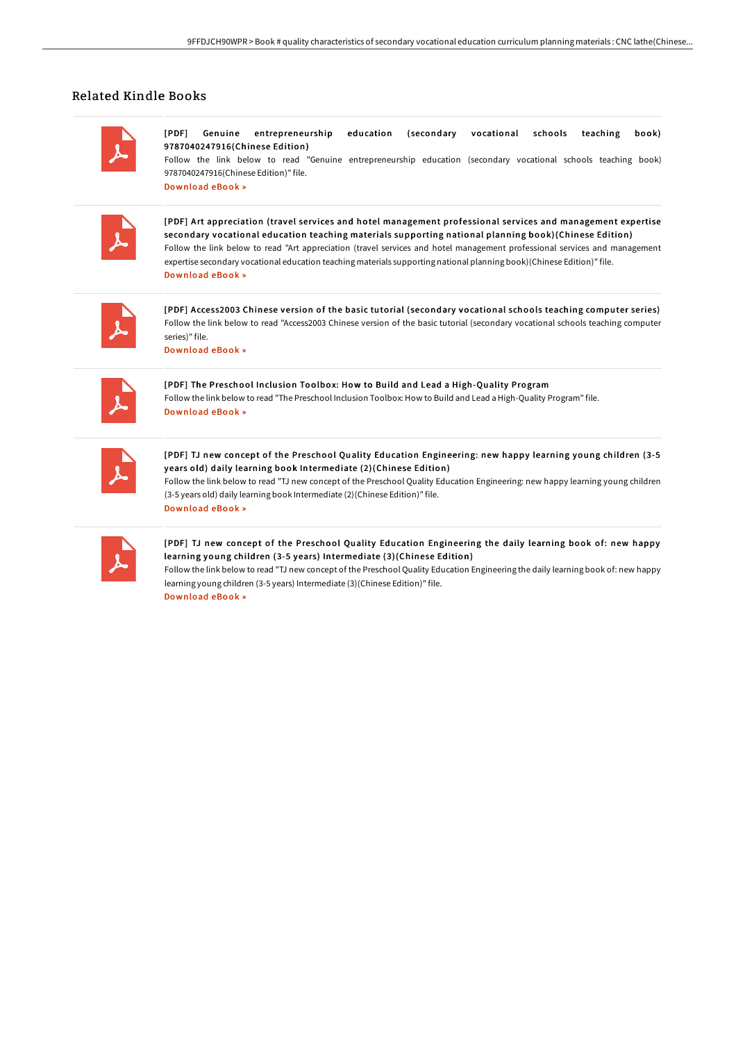## Related Kindle Books

**[PDF] Genuine entrepreneurship education (secondary vocational schools teaching book) 9787040247916(Chinese Edition)**

Follow the link below to read "Genuine entrepreneurship education (secondary vocational schools teaching book) 9787040247916(Chinese Edition)" file.

Download eBook »

**[PDF] Art appreciation (travel services and hotel management professional services and management expertise secondary vocational education teaching materials supporting national planning book)(Chinese Edition)**

Follow the link below to read "Art appreciation (travel services and hotel management professional services and management expertise secondary vocational education teaching materials supporting national planning book)(Chinese Edition)" file.

Download eBook »

**[PDF] Access2003 Chinese version of the basic tutorial (secondary vocational schools teaching computer series)**

Follow the link below to read "Access2003 Chinese version of the basic tutorial (secondary vocational schools teaching computer series)" file.

Download eBook »

**[PDF] The Preschool Inclusion Toolbox: How to Build and Lead a High-Quality Program**

Follow the link below to read "The Preschool Inclusion Toolbox: How to Build and Lead a High-Quality Program" file.

Download eBook »

**[PDF] TJ new concept of the Preschool Quality Education Engineering: new happy learning young children (3-5 years old) daily learning book Intermediate (2)(Chinese Edition)**

Follow the link below to read "TJ new concept of the Preschool Quality Education Engineering: new happy learning young children (3-5 years old) daily learning book Intermediate (2)(Chinese Edition)" file.

Download eBook »

**[PDF] TJ new concept of the Preschool Quality Education Engineering the daily learning book of: new happy learning young children (3-5 years) Intermediate (3)(Chinese Edition)**

Follow the link below to read "TJ new concept of the Preschool Quality Education Engineering the daily learning book of: new happy learning young children (3-5 years) Intermediate (3)(Chinese Edition)" file.

Download eBook »